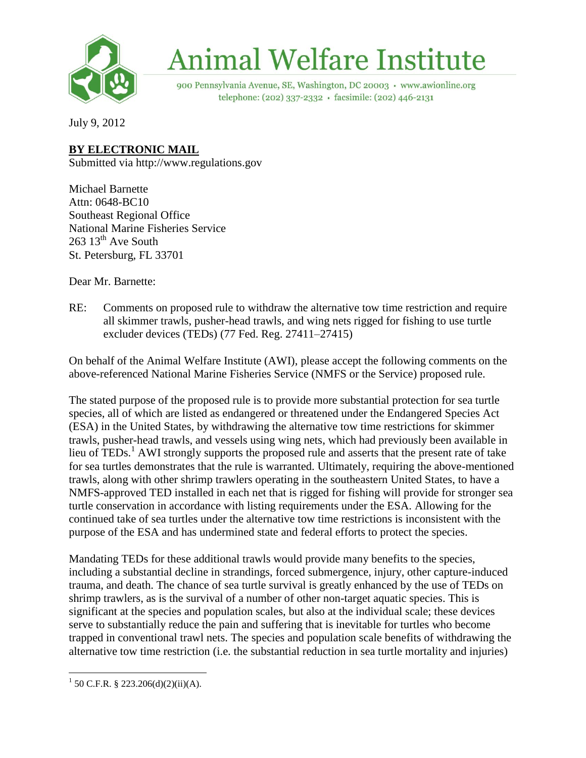# Animal Welfare Institute

900 Pennsylvania Avenue, SE, Washington, DC 20003 • www.awionline.org
telephone: (202) 337-2332 • facsimile: (202) 446-2131

July 9, 2012

**BY ELECTRONIC MAIL**
Submitted via http://www.regulations.gov

Michael Barnette
Attn: 0648-BC10
Southeast Regional Office
National Marine Fisheries Service
263 13th Ave South
St. Petersburg, FL 33701

Dear Mr. Barnette:

RE: Comments on proposed rule to withdraw the alternative tow time restriction and require all skimmer trawls, pusher-head trawls, and wing nets rigged for fishing to use turtle excluder devices (TEDs) (77 Fed. Reg. 27411–27415)

On behalf of the Animal Welfare Institute (AWI), please accept the following comments on the above-referenced National Marine Fisheries Service (NMFS or the Service) proposed rule.

The stated purpose of the proposed rule is to provide more substantial protection for sea turtle species, all of which are listed as endangered or threatened under the Endangered Species Act (ESA) in the United States, by withdrawing the alternative tow time restrictions for skimmer trawls, pusher-head trawls, and vessels using wing nets, which had previously been available in lieu of TEDs.[1] AWI strongly supports the proposed rule and asserts that the present rate of take for sea turtles demonstrates that the rule is warranted. Ultimately, requiring the above-mentioned trawls, along with other shrimp trawlers operating in the southeastern United States, to have a NMFS-approved TED installed in each net that is rigged for fishing will provide for stronger sea turtle conservation in accordance with listing requirements under the ESA. Allowing for the continued take of sea turtles under the alternative tow time restrictions is inconsistent with the purpose of the ESA and has undermined state and federal efforts to protect the species.

Mandating TEDs for these additional trawls would provide many benefits to the species, including a substantial decline in strandings, forced submergence, injury, other capture-induced trauma, and death. The chance of sea turtle survival is greatly enhanced by the use of TEDs on shrimp trawlers, as is the survival of a number of other non-target aquatic species. This is significant at the species and population scales, but also at the individual scale; these devices serve to substantially reduce the pain and suffering that is inevitable for turtles who become trapped in conventional trawl nets. The species and population scale benefits of withdrawing the alternative tow time restriction (i.e. the substantial reduction in sea turtle mortality and injuries)

---

[1] 50 C.F.R. § 223.206(d)(2)(ii)(A).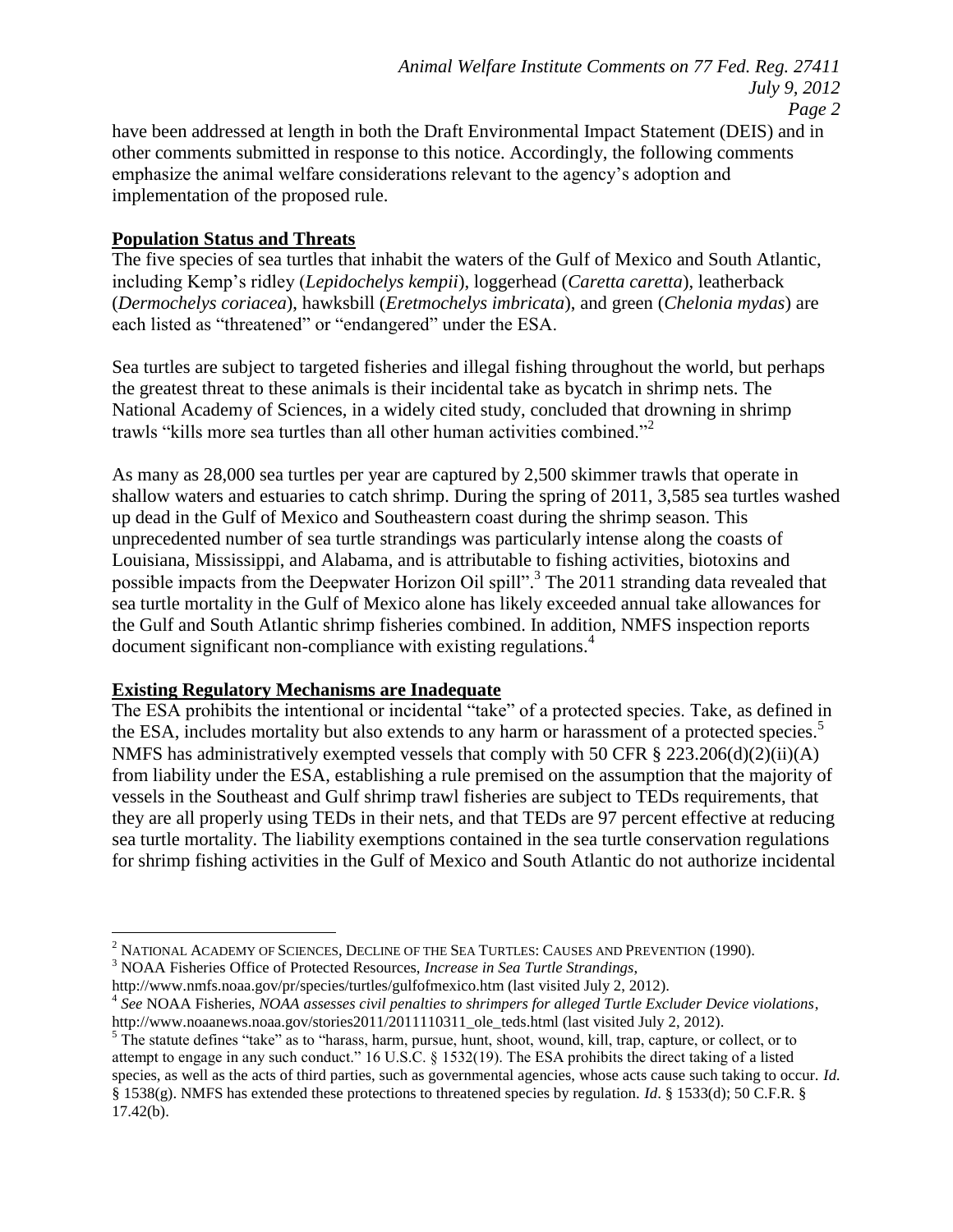have been addressed at length in both the Draft Environmental Impact Statement (DEIS) and in other comments submitted in response to this notice. Accordingly, the following comments emphasize the animal welfare considerations relevant to the agency's adoption and implementation of the proposed rule.

## Population Status and Threats

The five species of sea turtles that inhabit the waters of the Gulf of Mexico and South Atlantic, including Kemp's ridley (*Lepidochelys kempii*), loggerhead (*Caretta caretta*), leatherback (*Dermochelys coriacea*), hawksbill (*Eretmochelys imbricata*), and green (*Chelonia mydas*) are each listed as "threatened" or "endangered" under the ESA.

Sea turtles are subject to targeted fisheries and illegal fishing throughout the world, but perhaps the greatest threat to these animals is their incidental take as bycatch in shrimp nets. The National Academy of Sciences, in a widely cited study, concluded that drowning in shrimp trawls "kills more sea turtles than all other human activities combined."[2]

As many as 28,000 sea turtles per year are captured by 2,500 skimmer trawls that operate in shallow waters and estuaries to catch shrimp. During the spring of 2011, 3,585 sea turtles washed up dead in the Gulf of Mexico and Southeastern coast during the shrimp season. This unprecedented number of sea turtle strandings was particularly intense along the coasts of Louisiana, Mississippi, and Alabama, and is attributable to fishing activities, biotoxins and possible impacts from the Deepwater Horizon Oil spill".[3] The 2011 stranding data revealed that sea turtle mortality in the Gulf of Mexico alone has likely exceeded annual take allowances for the Gulf and South Atlantic shrimp fisheries combined. In addition, NMFS inspection reports document significant non-compliance with existing regulations.[4]

## Existing Regulatory Mechanisms are Inadequate

The ESA prohibits the intentional or incidental "take" of a protected species. Take, as defined in the ESA, includes mortality but also extends to any harm or harassment of a protected species.[5] NMFS has administratively exempted vessels that comply with 50 CFR § 223.206(d)(2)(ii)(A) from liability under the ESA, establishing a rule premised on the assumption that the majority of vessels in the Southeast and Gulf shrimp trawl fisheries are subject to TEDs requirements, that they are all properly using TEDs in their nets, and that TEDs are 97 percent effective at reducing sea turtle mortality. The liability exemptions contained in the sea turtle conservation regulations for shrimp fishing activities in the Gulf of Mexico and South Atlantic do not authorize incidental

---

[2] NATIONAL ACADEMY OF SCIENCES, DECLINE OF THE SEA TURTLES: CAUSES AND PREVENTION (1990).

[3] NOAA Fisheries Office of Protected Resources, *Increase in Sea Turtle Strandings,* http://www.nmfs.noaa.gov/pr/species/turtles/gulfofmexico.htm (last visited July 2, 2012).

[4] *See* NOAA Fisheries, *NOAA assesses civil penalties to shrimpers for alleged Turtle Excluder Device violations*, http://www.noaanews.noaa.gov/stories2011/2011110311_ole_teds.html (last visited July 2, 2012).

[5] The statute defines "take" as to "harass, harm, pursue, hunt, shoot, wound, kill, trap, capture, or collect, or to attempt to engage in any such conduct." 16 U.S.C. § 1532(19). The ESA prohibits the direct taking of a listed species, as well as the acts of third parties, such as governmental agencies, whose acts cause such taking to occur. *Id.* § 1538(g). NMFS has extended these protections to threatened species by regulation. *Id*. § 1533(d); 50 C.F.R. § 17.42(b).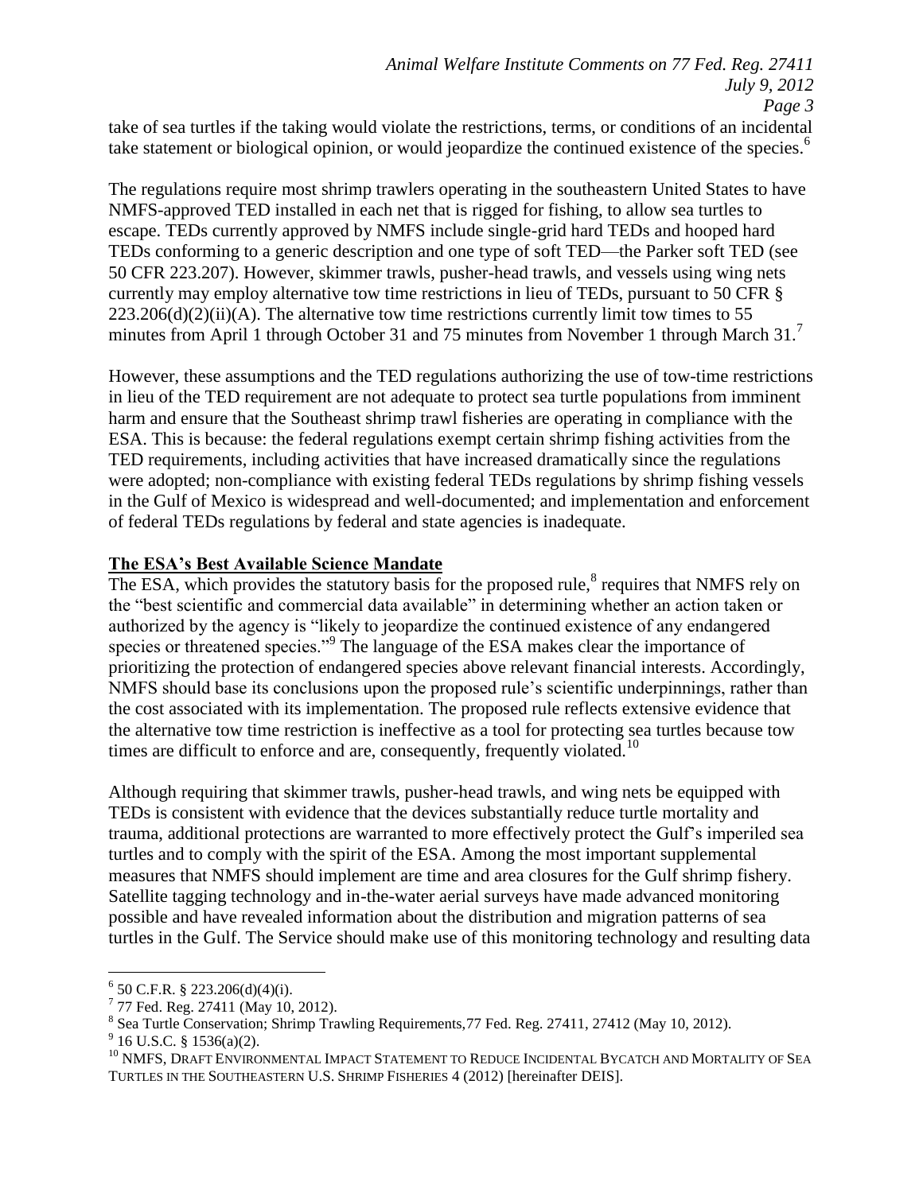take of sea turtles if the taking would violate the restrictions, terms, or conditions of an incidental take statement or biological opinion, or would jeopardize the continued existence of the species.[6]

The regulations require most shrimp trawlers operating in the southeastern United States to have NMFS-approved TED installed in each net that is rigged for fishing, to allow sea turtles to escape. TEDs currently approved by NMFS include single-grid hard TEDs and hooped hard TEDs conforming to a generic description and one type of soft TED—the Parker soft TED (see 50 CFR 223.207). However, skimmer trawls, pusher-head trawls, and vessels using wing nets currently may employ alternative tow time restrictions in lieu of TEDs, pursuant to 50 CFR § 223.206(d)(2)(ii)(A). The alternative tow time restrictions currently limit tow times to 55 minutes from April 1 through October 31 and 75 minutes from November 1 through March 31.[7]

However, these assumptions and the TED regulations authorizing the use of tow-time restrictions in lieu of the TED requirement are not adequate to protect sea turtle populations from imminent harm and ensure that the Southeast shrimp trawl fisheries are operating in compliance with the ESA. This is because: the federal regulations exempt certain shrimp fishing activities from the TED requirements, including activities that have increased dramatically since the regulations were adopted; non-compliance with existing federal TEDs regulations by shrimp fishing vessels in the Gulf of Mexico is widespread and well-documented; and implementation and enforcement of federal TEDs regulations by federal and state agencies is inadequate.

## The ESA's Best Available Science Mandate

The ESA, which provides the statutory basis for the proposed rule,[8] requires that NMFS rely on the "best scientific and commercial data available" in determining whether an action taken or authorized by the agency is "likely to jeopardize the continued existence of any endangered species or threatened species."[9] The language of the ESA makes clear the importance of prioritizing the protection of endangered species above relevant financial interests. Accordingly, NMFS should base its conclusions upon the proposed rule's scientific underpinnings, rather than the cost associated with its implementation. The proposed rule reflects extensive evidence that the alternative tow time restriction is ineffective as a tool for protecting sea turtles because tow times are difficult to enforce and are, consequently, frequently violated.[10]

Although requiring that skimmer trawls, pusher-head trawls, and wing nets be equipped with TEDs is consistent with evidence that the devices substantially reduce turtle mortality and trauma, additional protections are warranted to more effectively protect the Gulf's imperiled sea turtles and to comply with the spirit of the ESA. Among the most important supplemental measures that NMFS should implement are time and area closures for the Gulf shrimp fishery. Satellite tagging technology and in-the-water aerial surveys have made advanced monitoring possible and have revealed information about the distribution and migration patterns of sea turtles in the Gulf. The Service should make use of this monitoring technology and resulting data

---

[6] 50 C.F.R. § 223.206(d)(4)(i).

[7] 77 Fed. Reg. 27411 (May 10, 2012).

[8] Sea Turtle Conservation; Shrimp Trawling Requirements,77 Fed. Reg. 27411, 27412 (May 10, 2012).

[9] 16 U.S.C. § 1536(a)(2).

[10] NMFS, DRAFT ENVIRONMENTAL IMPACT STATEMENT TO REDUCE INCIDENTAL BYCATCH AND MORTALITY OF SEA TURTLES IN THE SOUTHEASTERN U.S. SHRIMP FISHERIES 4 (2012) [hereinafter DEIS].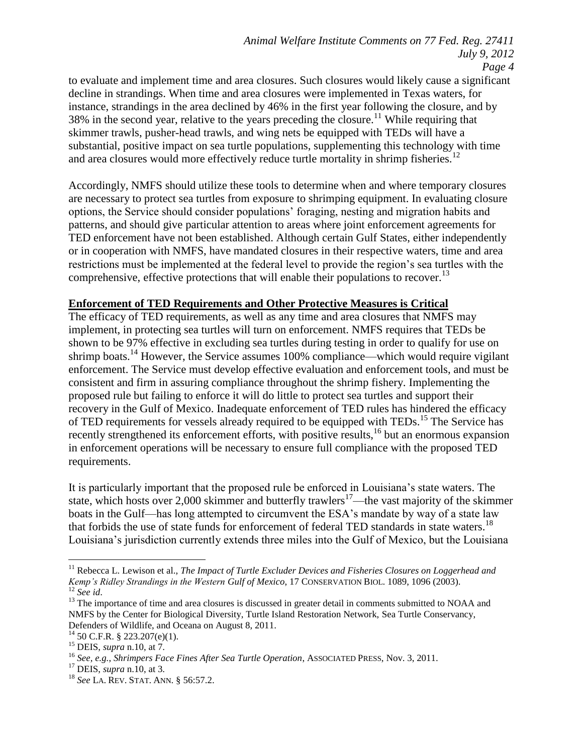to evaluate and implement time and area closures. Such closures would likely cause a significant decline in strandings. When time and area closures were implemented in Texas waters, for instance, strandings in the area declined by 46% in the first year following the closure, and by 38% in the second year, relative to the years preceding the closure.[11] While requiring that skimmer trawls, pusher-head trawls, and wing nets be equipped with TEDs will have a substantial, positive impact on sea turtle populations, supplementing this technology with time and area closures would more effectively reduce turtle mortality in shrimp fisheries.[12]

Accordingly, NMFS should utilize these tools to determine when and where temporary closures are necessary to protect sea turtles from exposure to shrimping equipment. In evaluating closure options, the Service should consider populations' foraging, nesting and migration habits and patterns, and should give particular attention to areas where joint enforcement agreements for TED enforcement have not been established. Although certain Gulf States, either independently or in cooperation with NMFS, have mandated closures in their respective waters, time and area restrictions must be implemented at the federal level to provide the region's sea turtles with the comprehensive, effective protections that will enable their populations to recover.[13]

## Enforcement of TED Requirements and Other Protective Measures is Critical

The efficacy of TED requirements, as well as any time and area closures that NMFS may implement, in protecting sea turtles will turn on enforcement. NMFS requires that TEDs be shown to be 97% effective in excluding sea turtles during testing in order to qualify for use on shrimp boats.[14] However, the Service assumes 100% compliance—which would require vigilant enforcement. The Service must develop effective evaluation and enforcement tools, and must be consistent and firm in assuring compliance throughout the shrimp fishery. Implementing the proposed rule but failing to enforce it will do little to protect sea turtles and support their recovery in the Gulf of Mexico. Inadequate enforcement of TED rules has hindered the efficacy of TED requirements for vessels already required to be equipped with TEDs.[15] The Service has recently strengthened its enforcement efforts, with positive results,[16] but an enormous expansion in enforcement operations will be necessary to ensure full compliance with the proposed TED requirements.

It is particularly important that the proposed rule be enforced in Louisiana's state waters. The state, which hosts over 2,000 skimmer and butterfly trawlers[17]—the vast majority of the skimmer boats in the Gulf—has long attempted to circumvent the ESA's mandate by way of a state law that forbids the use of state funds for enforcement of federal TED standards in state waters.[18] Louisiana's jurisdiction currently extends three miles into the Gulf of Mexico, but the Louisiana

---

[11] Rebecca L. Lewison et al., *The Impact of Turtle Excluder Devices and Fisheries Closures on Loggerhead and Kemp's Ridley Strandings in the Western Gulf of Mexico*, 17 CONSERVATION BIOL. 1089, 1096 (2003).

[12] *See id*.

[13] The importance of time and area closures is discussed in greater detail in comments submitted to NOAA and NMFS by the Center for Biological Diversity, Turtle Island Restoration Network, Sea Turtle Conservancy, Defenders of Wildlife, and Oceana on August 8, 2011.

[14] 50 C.F.R. § 223.207(e)(1).

[15] DEIS, *supra* n.10, at 7.

[16] *See, e.g.*, *Shrimpers Face Fines After Sea Turtle Operation*, ASSOCIATED PRESS, Nov. 3, 2011.

[17] DEIS, *supra* n.10, at 3.

[18] *See* LA. REV. STAT. ANN. § 56:57.2.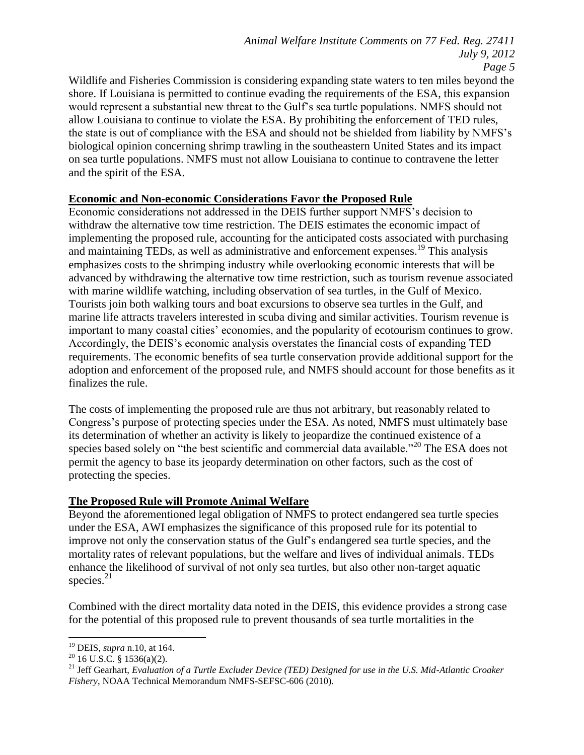Wildlife and Fisheries Commission is considering expanding state waters to ten miles beyond the shore. If Louisiana is permitted to continue evading the requirements of the ESA, this expansion would represent a substantial new threat to the Gulf's sea turtle populations. NMFS should not allow Louisiana to continue to violate the ESA. By prohibiting the enforcement of TED rules, the state is out of compliance with the ESA and should not be shielded from liability by NMFS's biological opinion concerning shrimp trawling in the southeastern United States and its impact on sea turtle populations. NMFS must not allow Louisiana to continue to contravene the letter and the spirit of the ESA.

## **Economic and Non-economic Considerations Favor the Proposed Rule**

Economic considerations not addressed in the DEIS further support NMFS's decision to withdraw the alternative tow time restriction. The DEIS estimates the economic impact of implementing the proposed rule, accounting for the anticipated costs associated with purchasing and maintaining TEDs, as well as administrative and enforcement expenses.[19] This analysis emphasizes costs to the shrimping industry while overlooking economic interests that will be advanced by withdrawing the alternative tow time restriction, such as tourism revenue associated with marine wildlife watching, including observation of sea turtles, in the Gulf of Mexico. Tourists join both walking tours and boat excursions to observe sea turtles in the Gulf, and marine life attracts travelers interested in scuba diving and similar activities. Tourism revenue is important to many coastal cities' economies, and the popularity of ecotourism continues to grow. Accordingly, the DEIS's economic analysis overstates the financial costs of expanding TED requirements. The economic benefits of sea turtle conservation provide additional support for the adoption and enforcement of the proposed rule, and NMFS should account for those benefits as it finalizes the rule.

The costs of implementing the proposed rule are thus not arbitrary, but reasonably related to Congress's purpose of protecting species under the ESA. As noted, NMFS must ultimately base its determination of whether an activity is likely to jeopardize the continued existence of a species based solely on "the best scientific and commercial data available."[20] The ESA does not permit the agency to base its jeopardy determination on other factors, such as the cost of protecting the species.

## **The Proposed Rule will Promote Animal Welfare**

Beyond the aforementioned legal obligation of NMFS to protect endangered sea turtle species under the ESA, AWI emphasizes the significance of this proposed rule for its potential to improve not only the conservation status of the Gulf's endangered sea turtle species, and the mortality rates of relevant populations, but the welfare and lives of individual animals. TEDs enhance the likelihood of survival of not only sea turtles, but also other non-target aquatic species.[21]

Combined with the direct mortality data noted in the DEIS, this evidence provides a strong case for the potential of this proposed rule to prevent thousands of sea turtle mortalities in the

---

[19] DEIS, *supra* n.10, at 164.

[20] 16 U.S.C. § 1536(a)(2).

[21] Jeff Gearhart, *Evaluation of a Turtle Excluder Device (TED) Designed for use in the U.S. Mid-Atlantic Croaker Fishery*, NOAA Technical Memorandum NMFS-SEFSC-606 (2010).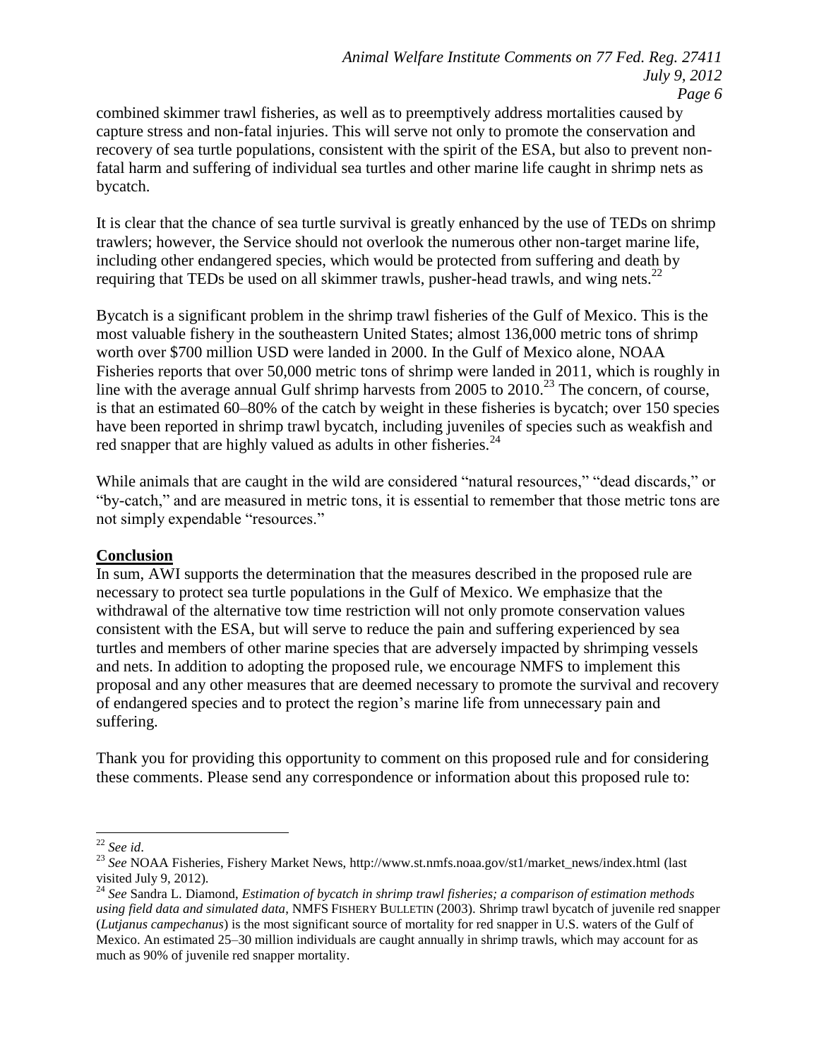combined skimmer trawl fisheries, as well as to preemptively address mortalities caused by capture stress and non-fatal injuries. This will serve not only to promote the conservation and recovery of sea turtle populations, consistent with the spirit of the ESA, but also to prevent non-fatal harm and suffering of individual sea turtles and other marine life caught in shrimp nets as bycatch.

It is clear that the chance of sea turtle survival is greatly enhanced by the use of TEDs on shrimp trawlers; however, the Service should not overlook the numerous other non-target marine life, including other endangered species, which would be protected from suffering and death by requiring that TEDs be used on all skimmer trawls, pusher-head trawls, and wing nets.[22]

Bycatch is a significant problem in the shrimp trawl fisheries of the Gulf of Mexico. This is the most valuable fishery in the southeastern United States; almost 136,000 metric tons of shrimp worth over $700 million USD were landed in 2000. In the Gulf of Mexico alone, NOAA Fisheries reports that over 50,000 metric tons of shrimp were landed in 2011, which is roughly in line with the average annual Gulf shrimp harvests from 2005 to 2010.[23] The concern, of course, is that an estimated 60–80% of the catch by weight in these fisheries is bycatch; over 150 species have been reported in shrimp trawl bycatch, including juveniles of species such as weakfish and red snapper that are highly valued as adults in other fisheries.[24]

While animals that are caught in the wild are considered "natural resources," "dead discards," or "by-catch," and are measured in metric tons, it is essential to remember that those metric tons are not simply expendable "resources."

## Conclusion

In sum, AWI supports the determination that the measures described in the proposed rule are necessary to protect sea turtle populations in the Gulf of Mexico. We emphasize that the withdrawal of the alternative tow time restriction will not only promote conservation values consistent with the ESA, but will serve to reduce the pain and suffering experienced by sea turtles and members of other marine species that are adversely impacted by shrimping vessels and nets. In addition to adopting the proposed rule, we encourage NMFS to implement this proposal and any other measures that are deemed necessary to promote the survival and recovery of endangered species and to protect the region's marine life from unnecessary pain and suffering.

Thank you for providing this opportunity to comment on this proposed rule and for considering these comments. Please send any correspondence or information about this proposed rule to:

---

[22] *See id*.

[23] *See* NOAA Fisheries, Fishery Market News, http://www.st.nmfs.noaa.gov/st1/market_news/index.html (last visited July 9, 2012).

[24] *See* Sandra L. Diamond, *Estimation of bycatch in shrimp trawl fisheries; a comparison of estimation methods using field data and simulated data*, NMFS FISHERY BULLETIN (2003). Shrimp trawl bycatch of juvenile red snapper (*Lutjanus campechanus*) is the most significant source of mortality for red snapper in U.S. waters of the Gulf of Mexico. An estimated 25–30 million individuals are caught annually in shrimp trawls, which may account for as much as 90% of juvenile red snapper mortality.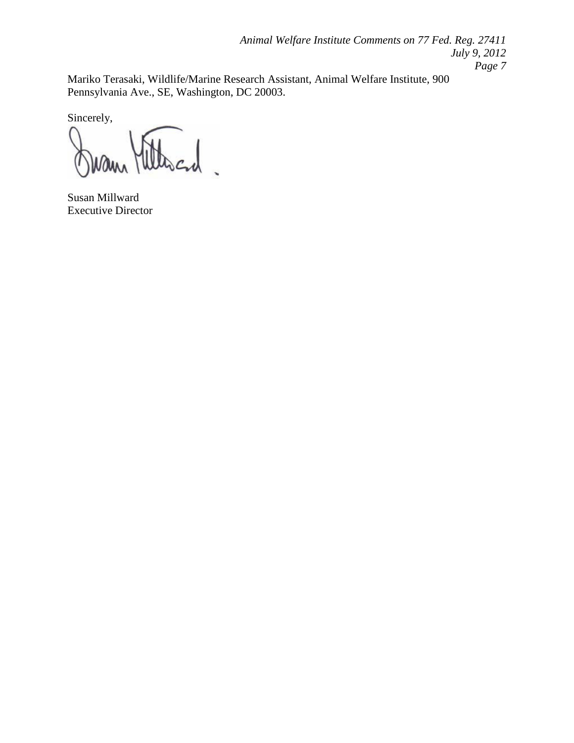Mariko Terasaki, Wildlife/Marine Research Assistant, Animal Welfare Institute, 900 Pennsylvania Ave., SE, Washington, DC 20003.

Sincerely,

Susan Millward
Executive Director